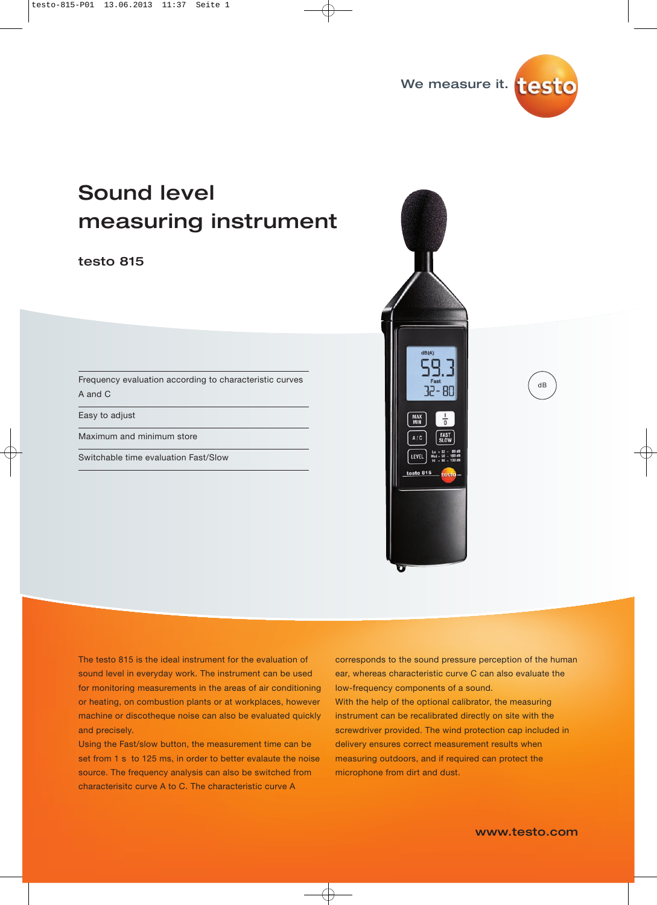We measure it. testo

# Sound level measuring instrument

## testo 815

- Frequency evaluation according to characteristic curves A and C
- Easy to adjust
- Maximum and minimum store
- Switchable time evaluation Fast/Slow

dB

The testo 815 is the ideal instrument for the evaluation of sound level in everyday work. The instrument can be used for monitoring measurements in the areas of air conditioning or heating, on combustion plants or at workplaces, however machine or discotheque noise can also be evaluated quickly and precisely.
Using the Fast/slow button, the measurement time can be set from 1 s to 125 ms, in order to better evalaute the noise source. The frequency analysis can also be switched from characterisitc curve A to C. The characteristic curve A corresponds to the sound pressure perception of the human ear, whereas characteristic curve C can also evaluate the low-frequency components of a sound.
With the help of the optional calibrator, the measuring instrument can be recalibrated directly on site with the screwdriver provided. The wind protection cap included in delivery ensures correct measurement results when measuring outdoors, and if required can protect the microphone from dirt and dust.

www.testo.com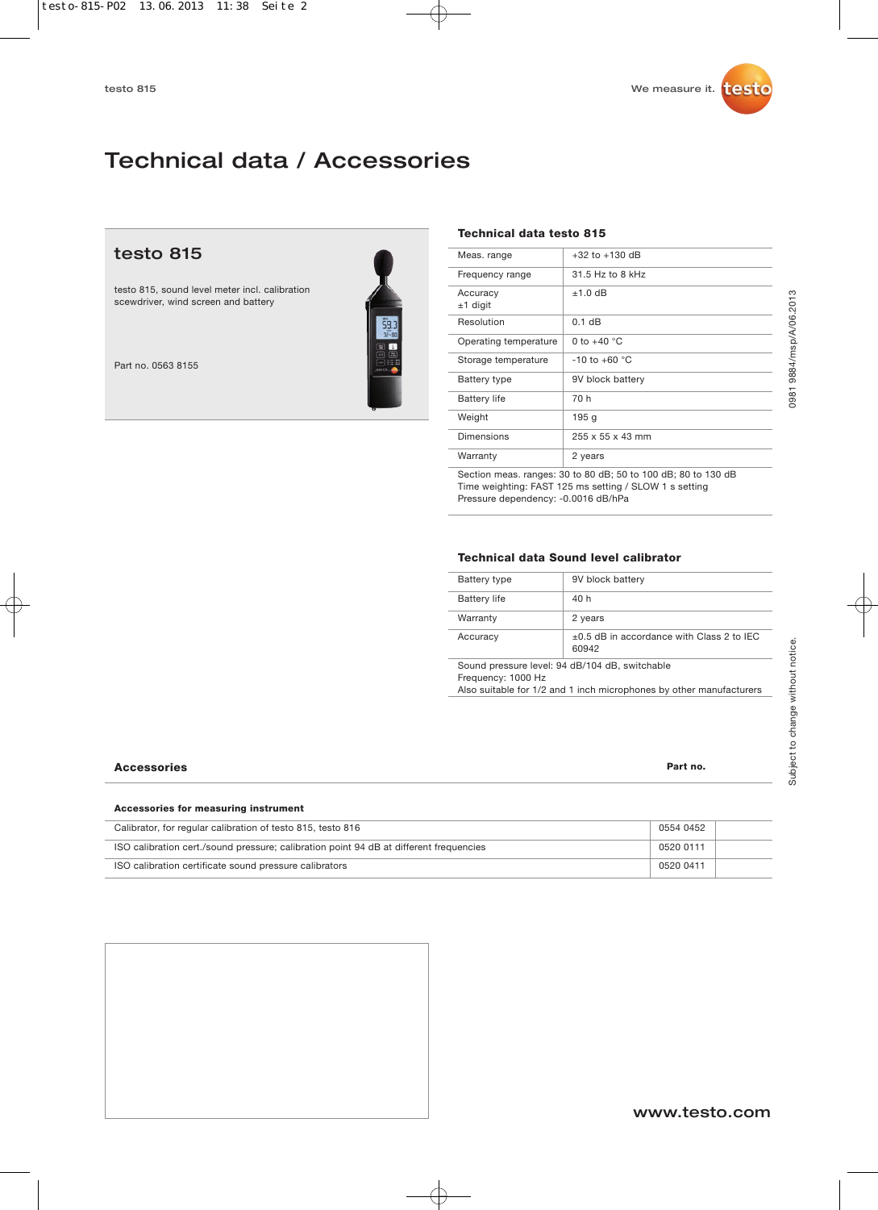# Technical data / Accessories

## testo 815

testo 815, sound level meter incl. calibration scewdriver, wind screen and battery

Part no. 0563 8155

### Technical data testo 815

| | |
|---|---|
| Meas. range | +32 to +130 dB |
| Frequency range | 31.5 Hz to 8 kHz |
| Accuracy ±1 digit | ±1.0 dB |
| Resolution | 0.1 dB |
| Operating temperature | 0 to +40 °C |
| Storage temperature | -10 to +60 °C |
| Battery type | 9V block battery |
| Battery life | 70 h |
| Weight | 195 g |
| Dimensions | 255 x 55 x 43 mm |
| Warranty | 2 years |

Section meas. ranges: 30 to 80 dB; 50 to 100 dB; 80 to 130 dB
Time weighting: FAST 125 ms setting / SLOW 1 s setting
Pressure dependency: -0.0016 dB/hPa

### Technical data Sound level calibrator

| | |
|---|---|
| Battery type | 9V block battery |
| Battery life | 40 h |
| Warranty | 2 years |
| Accuracy | ±0.5 dB in accordance with Class 2 to IEC 60942 |

Sound pressure level: 94 dB/104 dB, switchable
Frequency: 1000 Hz
Also suitable for 1/2 and 1 inch microphones by other manufacturers

## Accessories

**Accessories for measuring instrument**

| Accessories | Part no. |
|---|---|
| Calibrator, for regular calibration of testo 815, testo 816 | 0554 0452 |
| ISO calibration cert./sound pressure; calibration point 94 dB at different frequencies | 0520 0111 |
| ISO calibration certificate sound pressure calibrators | 0520 0411 |

0981 9884/msp/A/06.2013

Subject to change without notice.

www.testo.com